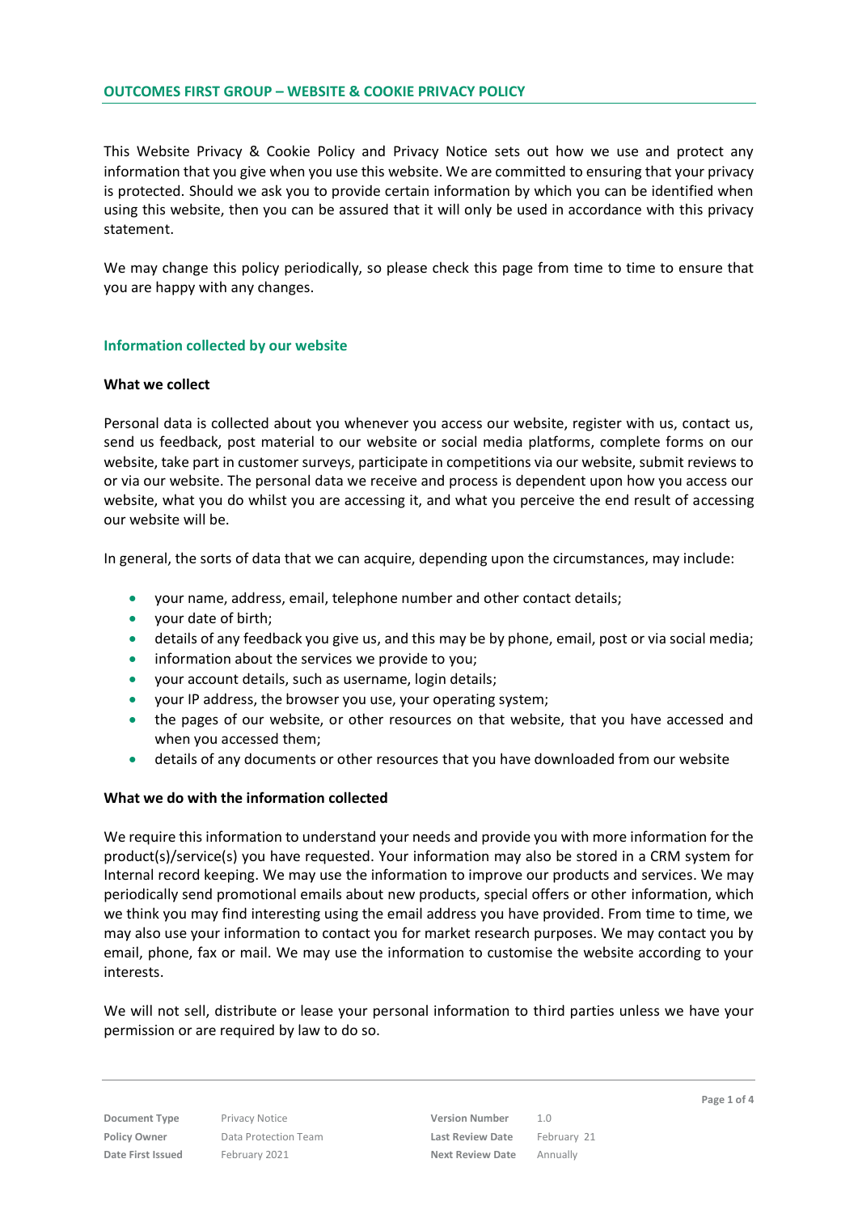# OUTCOMES FIRST GROUP – WEBSITE & COOKIE PRIVACY POLICY

This Website Privacy & Cookie Policy and Privacy Notice sets out how we use and protect any information that you give when you use this website. We are committed to ensuring that your privacy is protected. Should we ask you to provide certain information by which you can be identified when using this website, then you can be assured that it will only be used in accordance with this privacy statement.

We may change this policy periodically, so please check this page from time to time to ensure that you are happy with any changes.

## Information collected by our website

### What we collect

Personal data is collected about you whenever you access our website, register with us, contact us, send us feedback, post material to our website or social media platforms, complete forms on our website, take part in customer surveys, participate in competitions via our website, submit reviews to or via our website. The personal data we receive and process is dependent upon how you access our website, what you do whilst you are accessing it, and what you perceive the end result of accessing our website will be.

In general, the sorts of data that we can acquire, depending upon the circumstances, may include:

- your name, address, email, telephone number and other contact details;
- your date of birth;
- details of any feedback you give us, and this may be by phone, email, post or via social media;
- information about the services we provide to you;
- your account details, such as username, login details;
- your IP address, the browser you use, your operating system;
- the pages of our website, or other resources on that website, that you have accessed and when you accessed them;
- details of any documents or other resources that you have downloaded from our website

### What we do with the information collected

We require this information to understand your needs and provide you with more information for the product(s)/service(s) you have requested. Your information may also be stored in a CRM system for Internal record keeping. We may use the information to improve our products and services. We may periodically send promotional emails about new products, special offers or other information, which we think you may find interesting using the email address you have provided. From time to time, we may also use your information to contact you for market research purposes. We may contact you by email, phone, fax or mail. We may use the information to customise the website according to your interests.

We will not sell, distribute or lease your personal information to third parties unless we have your permission or are required by law to do so.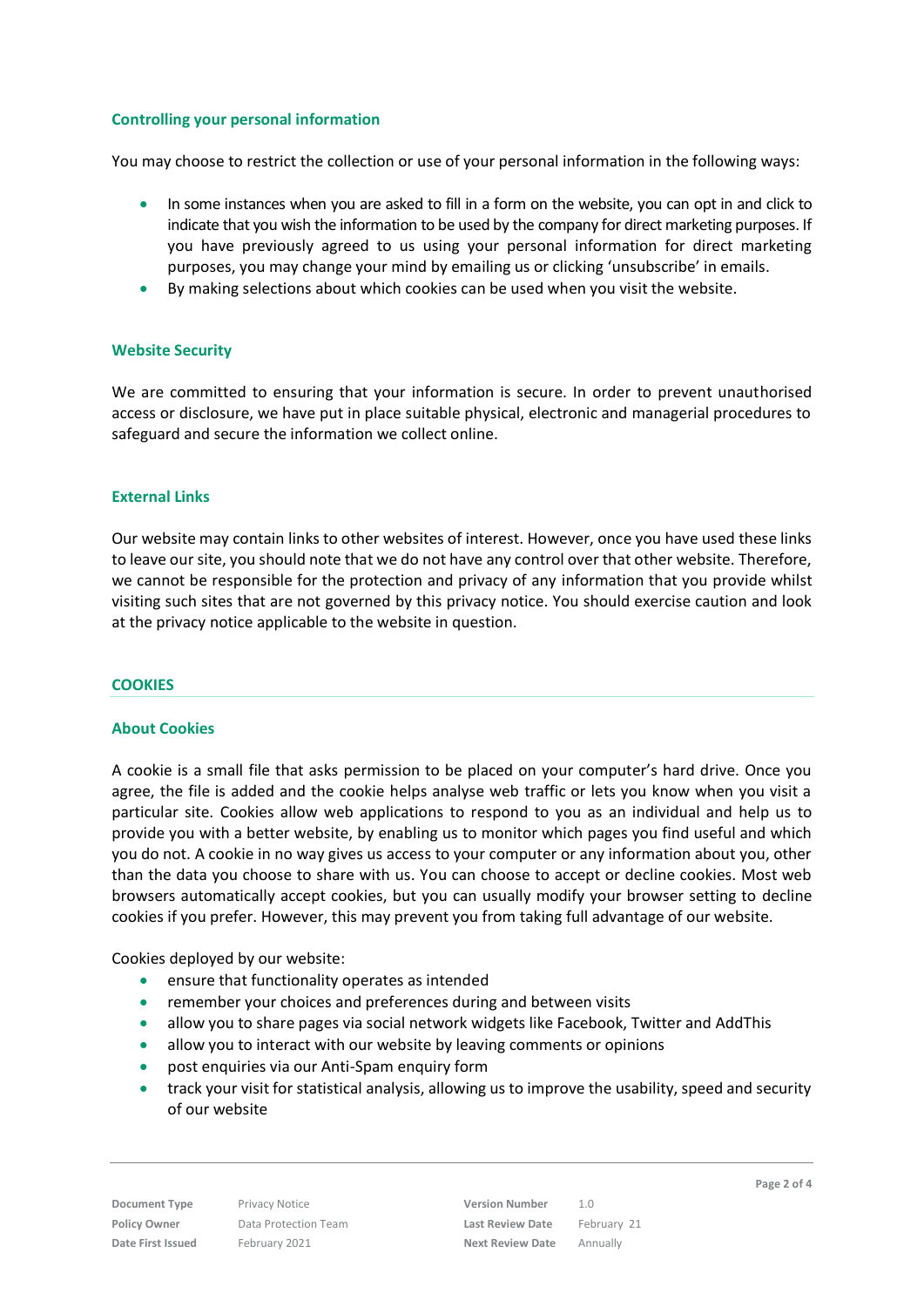### Controlling your personal information

You may choose to restrict the collection or use of your personal information in the following ways:

- In some instances when you are asked to fill in a form on the website, you can opt in and click to indicate that you wish the information to be used by the company for direct marketing purposes. If you have previously agreed to us using your personal information for direct marketing purposes, you may change your mind by emailing us or clicking 'unsubscribe' in emails.
- By making selections about which cookies can be used when you visit the website.

### Website Security

We are committed to ensuring that your information is secure. In order to prevent unauthorised access or disclosure, we have put in place suitable physical, electronic and managerial procedures to safeguard and secure the information we collect online.

### External Links

Our website may contain links to other websites of interest. However, once you have used these links to leave our site, you should note that we do not have any control over that other website. Therefore, we cannot be responsible for the protection and privacy of any information that you provide whilst visiting such sites that are not governed by this privacy notice. You should exercise caution and look at the privacy notice applicable to the website in question.

## COOKIES

### About Cookies

A cookie is a small file that asks permission to be placed on your computer's hard drive. Once you agree, the file is added and the cookie helps analyse web traffic or lets you know when you visit a particular site. Cookies allow web applications to respond to you as an individual and help us to provide you with a better website, by enabling us to monitor which pages you find useful and which you do not. A cookie in no way gives us access to your computer or any information about you, other than the data you choose to share with us. You can choose to accept or decline cookies. Most web browsers automatically accept cookies, but you can usually modify your browser setting to decline cookies if you prefer. However, this may prevent you from taking full advantage of our website.

Cookies deployed by our website:

- ensure that functionality operates as intended
- remember your choices and preferences during and between visits
- allow you to share pages via social network widgets like Facebook, Twitter and AddThis
- allow you to interact with our website by leaving comments or opinions
- post enquiries via our Anti-Spam enquiry form
- track your visit for statistical analysis, allowing us to improve the usability, speed and security of our website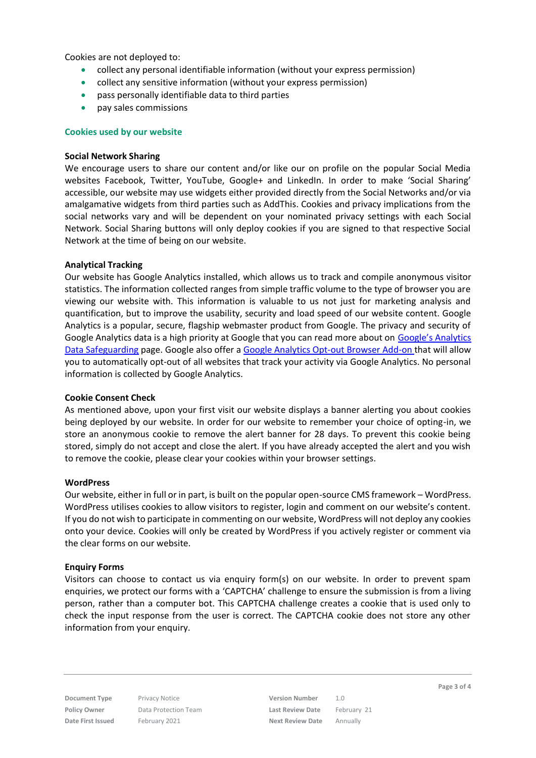Cookies are not deployed to:

- collect any personal identifiable information (without your express permission)
- collect any sensitive information (without your express permission)
- pass personally identifiable data to third parties
- pay sales commissions

## Cookies used by our website

**Social Network Sharing**

We encourage users to share our content and/or like our on profile on the popular Social Media websites Facebook, Twitter, YouTube, Google+ and LinkedIn. In order to make 'Social Sharing' accessible, our website may use widgets either provided directly from the Social Networks and/or via amalgamative widgets from third parties such as AddThis. Cookies and privacy implications from the social networks vary and will be dependent on your nominated privacy settings with each Social Network. Social Sharing buttons will only deploy cookies if you are signed to that respective Social Network at the time of being on our website.

**Analytical Tracking**

Our website has Google Analytics installed, which allows us to track and compile anonymous visitor statistics. The information collected ranges from simple traffic volume to the type of browser you are viewing our website with. This information is valuable to us not just for marketing analysis and quantification, but to improve the usability, security and load speed of our website content. Google Analytics is a popular, secure, flagship webmaster product from Google. The privacy and security of Google Analytics data is a high priority at Google that you can read more about on Google's Analytics Data Safeguarding page. Google also offer a Google Analytics Opt-out Browser Add-on that will allow you to automatically opt-out of all websites that track your activity via Google Analytics. No personal information is collected by Google Analytics.

**Cookie Consent Check**

As mentioned above, upon your first visit our website displays a banner alerting you about cookies being deployed by our website. In order for our website to remember your choice of opting-in, we store an anonymous cookie to remove the alert banner for 28 days. To prevent this cookie being stored, simply do not accept and close the alert. If you have already accepted the alert and you wish to remove the cookie, please clear your cookies within your browser settings.

**WordPress**

Our website, either in full or in part, is built on the popular open-source CMS framework – WordPress. WordPress utilises cookies to allow visitors to register, login and comment on our website's content. If you do not wish to participate in commenting on our website, WordPress will not deploy any cookies onto your device. Cookies will only be created by WordPress if you actively register or comment via the clear forms on our website.

**Enquiry Forms**

Visitors can choose to contact us via enquiry form(s) on our website. In order to prevent spam enquiries, we protect our forms with a 'CAPTCHA' challenge to ensure the submission is from a living person, rather than a computer bot. This CAPTCHA challenge creates a cookie that is used only to check the input response from the user is correct. The CAPTCHA cookie does not store any other information from your enquiry.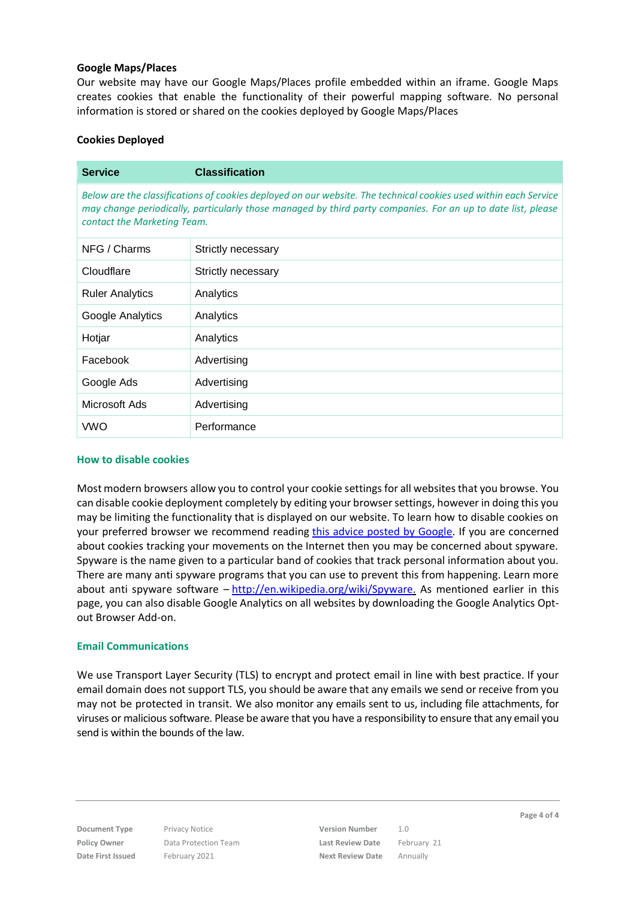**Google Maps/Places**

Our website may have our Google Maps/Places profile embedded within an iframe. Google Maps creates cookies that enable the functionality of their powerful mapping software. No personal information is stored or shared on the cookies deployed by Google Maps/Places

**Cookies Deployed**

| Service | Classification |
|---|---|
| *Below are the classifications of cookies deployed on our website. The technical cookies used within each Service may change periodically, particularly those managed by third party companies. For an up to date list, please contact the Marketing Team.* | |
| NFG / Charms | Strictly necessary |
| Cloudflare | Strictly necessary |
| Ruler Analytics | Analytics |
| Google Analytics | Analytics |
| Hotjar | Analytics |
| Facebook | Advertising |
| Google Ads | Advertising |
| Microsoft Ads | Advertising |
| VWO | Performance |

## How to disable cookies

Most modern browsers allow you to control your cookie settings for all websites that you browse. You can disable cookie deployment completely by editing your browser settings, however in doing this you may be limiting the functionality that is displayed on our website. To learn how to disable cookies on your preferred browser we recommend reading this advice posted by Google. If you are concerned about cookies tracking your movements on the Internet then you may be concerned about spyware. Spyware is the name given to a particular band of cookies that track personal information about you. There are many anti spyware programs that you can use to prevent this from happening. Learn more about anti spyware software – http://en.wikipedia.org/wiki/Spyware. As mentioned earlier in this page, you can also disable Google Analytics on all websites by downloading the Google Analytics Opt-out Browser Add-on.

## Email Communications

We use Transport Layer Security (TLS) to encrypt and protect email in line with best practice. If your email domain does not support TLS, you should be aware that any emails we send or receive from you may not be protected in transit. We also monitor any emails sent to us, including file attachments, for viruses or malicious software. Please be aware that you have a responsibility to ensure that any email you send is within the bounds of the law.

| | | | |
|---|---|---|---|
| **Document Type** | Privacy Notice | **Version Number** | 1.0 |
| **Policy Owner** | Data Protection Team | **Last Review Date** | February 21 |
| **Date First Issued** | February 2021 | **Next Review Date** | Annually |